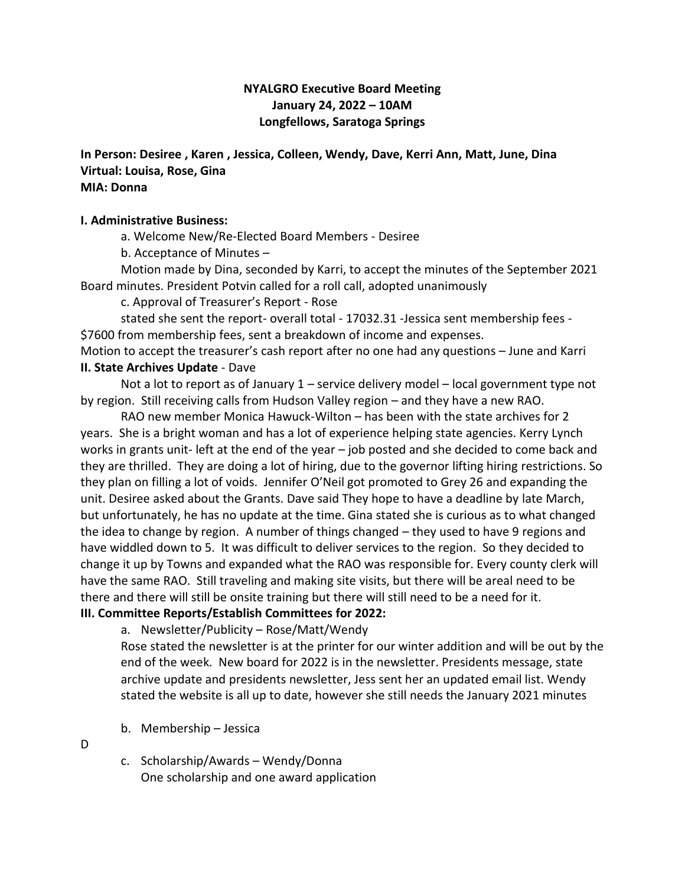**NYALGRO Executive Board Meeting**
**January 24, 2022 – 10AM**
**Longfellows, Saratoga Springs**

**In Person: Desiree , Karen , Jessica, Colleen, Wendy, Dave, Kerri Ann, Matt, June, Dina**
**Virtual: Louisa, Rose, Gina**
**MIA: Donna**

**I. Administrative Business:**

a. Welcome New/Re-Elected Board Members - Desiree

b. Acceptance of Minutes –

Motion made by Dina, seconded by Karri, to accept the minutes of the September 2021 Board minutes. President Potvin called for a roll call, adopted unanimously

c. Approval of Treasurer's Report - Rose

stated she sent the report- overall total - 17032.31 -Jessica sent membership fees - $7600 from membership fees, sent a breakdown of income and expenses.

Motion to accept the treasurer's cash report after no one had any questions – June and Karri

**II. State Archives Update** - Dave

Not a lot to report as of January 1 – service delivery model – local government type not by region. Still receiving calls from Hudson Valley region – and they have a new RAO.

RAO new member Monica Hawuck-Wilton – has been with the state archives for 2 years. She is a bright woman and has a lot of experience helping state agencies. Kerry Lynch works in grants unit- left at the end of the year – job posted and she decided to come back and they are thrilled. They are doing a lot of hiring, due to the governor lifting hiring restrictions. So they plan on filling a lot of voids. Jennifer O'Neil got promoted to Grey 26 and expanding the unit. Desiree asked about the Grants. Dave said They hope to have a deadline by late March, but unfortunately, he has no update at the time. Gina stated she is curious as to what changed the idea to change by region. A number of things changed – they used to have 9 regions and have widdled down to 5. It was difficult to deliver services to the region. So they decided to change it up by Towns and expanded what the RAO was responsible for. Every county clerk will have the same RAO. Still traveling and making site visits, but there will be areal need to be there and there will still be onsite training but there will still need to be a need for it.

**III. Committee Reports/Establish Committees for 2022:**

a. Newsletter/Publicity – Rose/Matt/Wendy

Rose stated the newsletter is at the printer for our winter addition and will be out by the end of the week. New board for 2022 is in the newsletter. Presidents message, state archive update and presidents newsletter, Jess sent her an updated email list. Wendy stated the website is all up to date, however she still needs the January 2021 minutes

b. Membership – Jessica

D

c. Scholarship/Awards – Wendy/Donna

One scholarship and one award application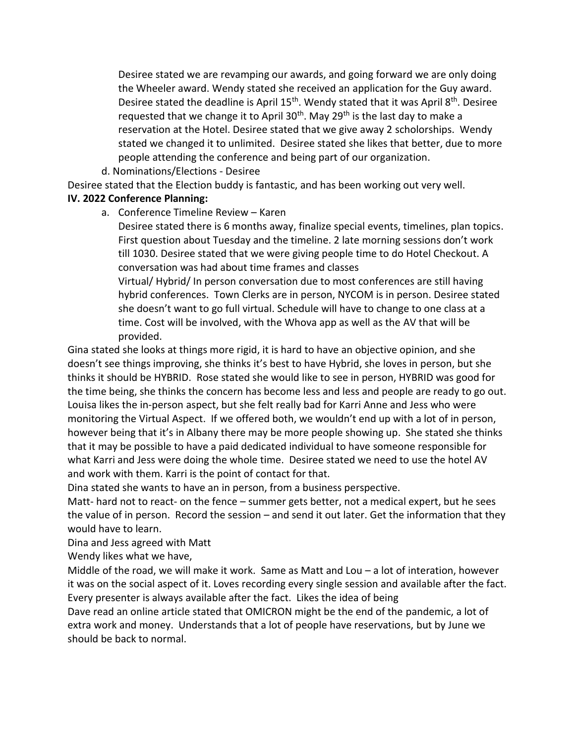Desiree stated we are revamping our awards, and going forward we are only doing the Wheeler award. Wendy stated she received an application for the Guy award. Desiree stated the deadline is April 15th. Wendy stated that it was April 8th. Desiree requested that we change it to April 30th. May 29th is the last day to make a reservation at the Hotel. Desiree stated that we give away 2 scholorships. Wendy stated we changed it to unlimited. Desiree stated she likes that better, due to more people attending the conference and being part of our organization.

d. Nominations/Elections - Desiree

Desiree stated that the Election buddy is fantastic, and has been working out very well.

**IV. 2022 Conference Planning:**

a. Conference Timeline Review – Karen

Desiree stated there is 6 months away, finalize special events, timelines, plan topics. First question about Tuesday and the timeline. 2 late morning sessions don't work till 1030. Desiree stated that we were giving people time to do Hotel Checkout. A conversation was had about time frames and classes

Virtual/ Hybrid/ In person conversation due to most conferences are still having hybrid conferences. Town Clerks are in person, NYCOM is in person. Desiree stated she doesn't want to go full virtual. Schedule will have to change to one class at a time. Cost will be involved, with the Whova app as well as the AV that will be provided.

Gina stated she looks at things more rigid, it is hard to have an objective opinion, and she doesn't see things improving, she thinks it's best to have Hybrid, she loves in person, but she thinks it should be HYBRID. Rose stated she would like to see in person, HYBRID was good for the time being, she thinks the concern has become less and less and people are ready to go out. Louisa likes the in-person aspect, but she felt really bad for Karri Anne and Jess who were monitoring the Virtual Aspect. If we offered both, we wouldn't end up with a lot of in person, however being that it's in Albany there may be more people showing up. She stated she thinks that it may be possible to have a paid dedicated individual to have someone responsible for what Karri and Jess were doing the whole time. Desiree stated we need to use the hotel AV and work with them. Karri is the point of contact for that.

Dina stated she wants to have an in person, from a business perspective.

Matt- hard not to react- on the fence – summer gets better, not a medical expert, but he sees the value of in person. Record the session – and send it out later. Get the information that they would have to learn.

Dina and Jess agreed with Matt

Wendy likes what we have,

Middle of the road, we will make it work. Same as Matt and Lou – a lot of interation, however it was on the social aspect of it. Loves recording every single session and available after the fact. Every presenter is always available after the fact. Likes the idea of being

Dave read an online article stated that OMICRON might be the end of the pandemic, a lot of extra work and money. Understands that a lot of people have reservations, but by June we should be back to normal.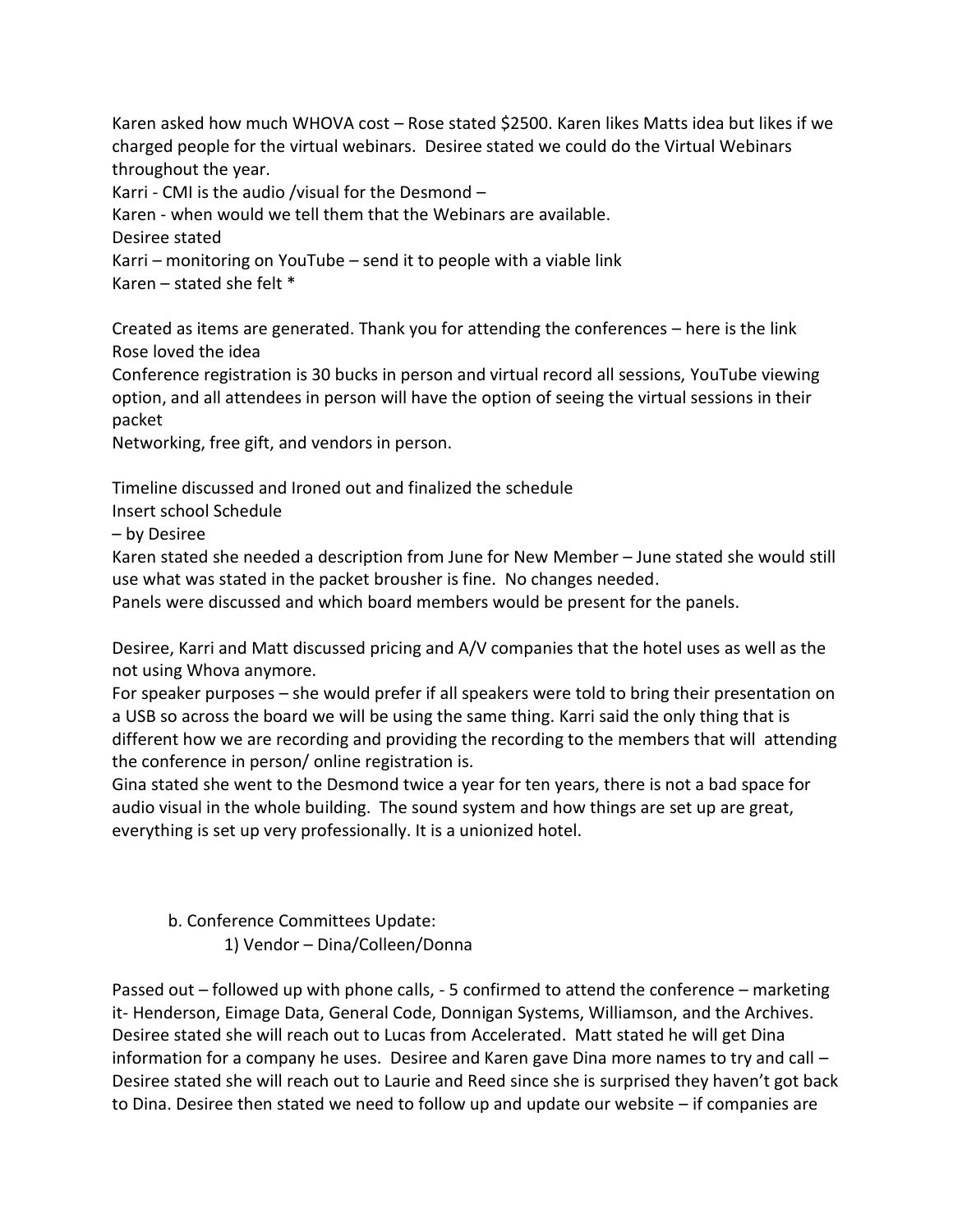Karen asked how much WHOVA cost – Rose stated $2500. Karen likes Matts idea but likes if we charged people for the virtual webinars. Desiree stated we could do the Virtual Webinars throughout the year.
Karri - CMI is the audio /visual for the Desmond –
Karen - when would we tell them that the Webinars are available.
Desiree stated
Karri – monitoring on YouTube – send it to people with a viable link
Karen – stated she felt *

Created as items are generated. Thank you for attending the conferences – here is the link
Rose loved the idea
Conference registration is 30 bucks in person and virtual record all sessions, YouTube viewing option, and all attendees in person will have the option of seeing the virtual sessions in their packet
Networking, free gift, and vendors in person.

Timeline discussed and Ironed out and finalized the schedule
Insert school Schedule
– by Desiree
Karen stated she needed a description from June for New Member – June stated she would still use what was stated in the packet broussher is fine. No changes needed.
Panels were discussed and which board members would be present for the panels.

Desiree, Karri and Matt discussed pricing and A/V companies that the hotel uses as well as the not using Whova anymore.
For speaker purposes – she would prefer if all speakers were told to bring their presentation on a USB so across the board we will be using the same thing. Karri said the only thing that is different how we are recording and providing the recording to the members that will attending the conference in person/ online registration is.
Gina stated she went to the Desmond twice a year for ten years, there is not a bad space for audio visual in the whole building. The sound system and how things are set up are great, everything is set up very professionally. It is a unionized hotel.

b. Conference Committees Update:

1) Vendor – Dina/Colleen/Donna

Passed out – followed up with phone calls, - 5 confirmed to attend the conference – marketing it- Henderson, Eimage Data, General Code, Donnigan Systems, Williamson, and the Archives. Desiree stated she will reach out to Lucas from Accelerated. Matt stated he will get Dina information for a company he uses. Desiree and Karen gave Dina more names to try and call – Desiree stated she will reach out to Laurie and Reed since she is surprised they haven't got back to Dina. Desiree then stated we need to follow up and update our website – if companies are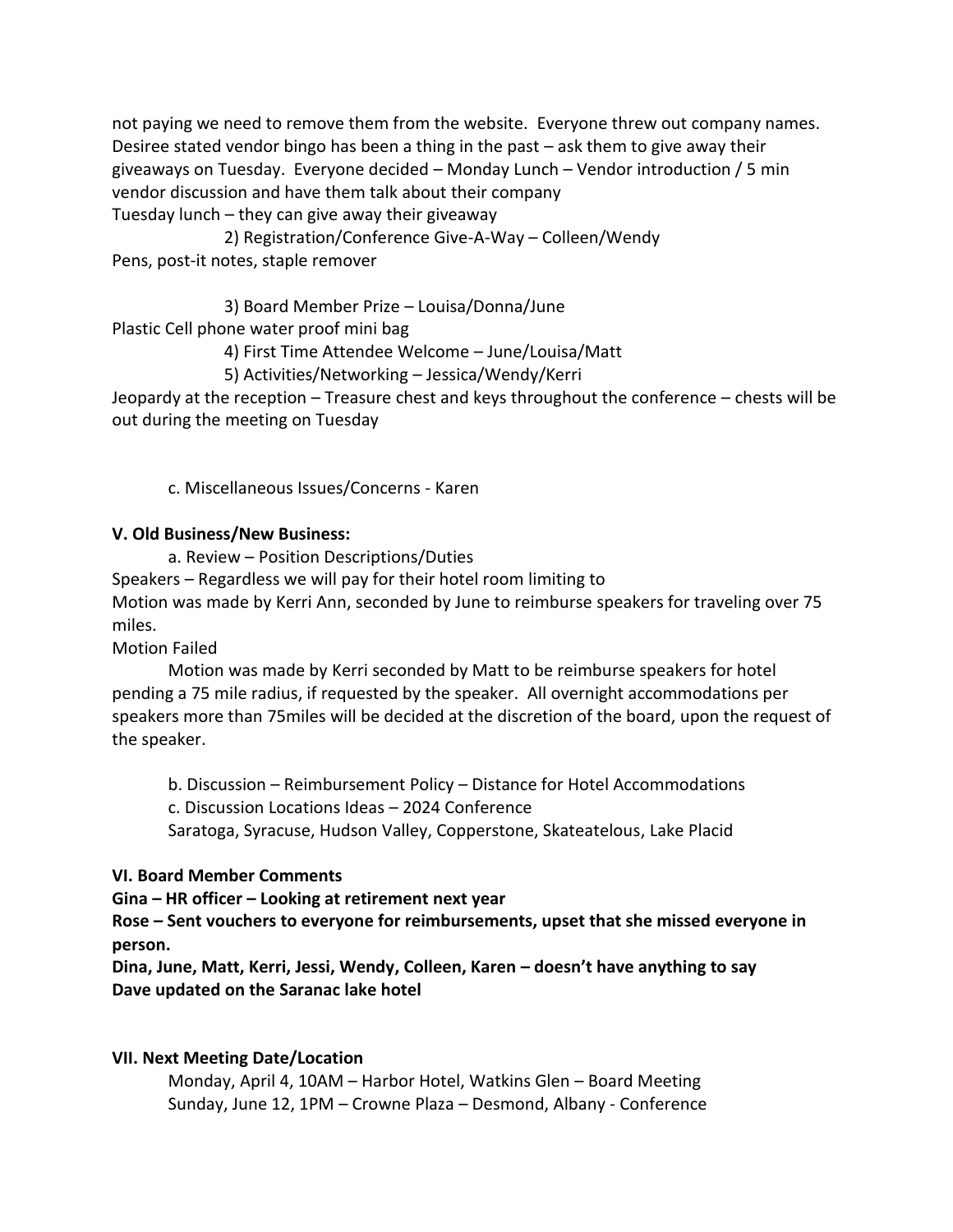not paying we need to remove them from the website. Everyone threw out company names. Desiree stated vendor bingo has been a thing in the past – ask them to give away their giveaways on Tuesday. Everyone decided – Monday Lunch – Vendor introduction / 5 min vendor discussion and have them talk about their company
Tuesday lunch – they can give away their giveaway

2) Registration/Conference Give-A-Way – Colleen/Wendy

Pens, post-it notes, staple remover

3) Board Member Prize – Louisa/Donna/June

Plastic Cell phone water proof mini bag

4) First Time Attendee Welcome – June/Louisa/Matt

5) Activities/Networking – Jessica/Wendy/Kerri

Jeopardy at the reception – Treasure chest and keys throughout the conference – chests will be out during the meeting on Tuesday

c. Miscellaneous Issues/Concerns - Karen

**V. Old Business/New Business:**

a. Review – Position Descriptions/Duties

Speakers – Regardless we will pay for their hotel room limiting to
Motion was made by Kerri Ann, seconded by June to reimburse speakers for traveling over 75 miles.
Motion Failed

Motion was made by Kerri seconded by Matt to be reimburse speakers for hotel pending a 75 mile radius, if requested by the speaker. All overnight accommodations per speakers more than 75miles will be decided at the discretion of the board, upon the request of the speaker.

b. Discussion – Reimbursement Policy – Distance for Hotel Accommodations

c. Discussion Locations Ideas – 2024 Conference

Saratoga, Syracuse, Hudson Valley, Copperstone, Skateatelous, Lake Placid

**VI. Board Member Comments**

**Gina – HR officer – Looking at retirement next year**

**Rose – Sent vouchers to everyone for reimbursements, upset that she missed everyone in person.**

**Dina, June, Matt, Kerri, Jessi, Wendy, Colleen, Karen – doesn't have anything to say**

**Dave updated on the Saranac lake hotel**

**VII. Next Meeting Date/Location**

Monday, April 4, 10AM – Harbor Hotel, Watkins Glen – Board Meeting
Sunday, June 12, 1PM – Crowne Plaza – Desmond, Albany - Conference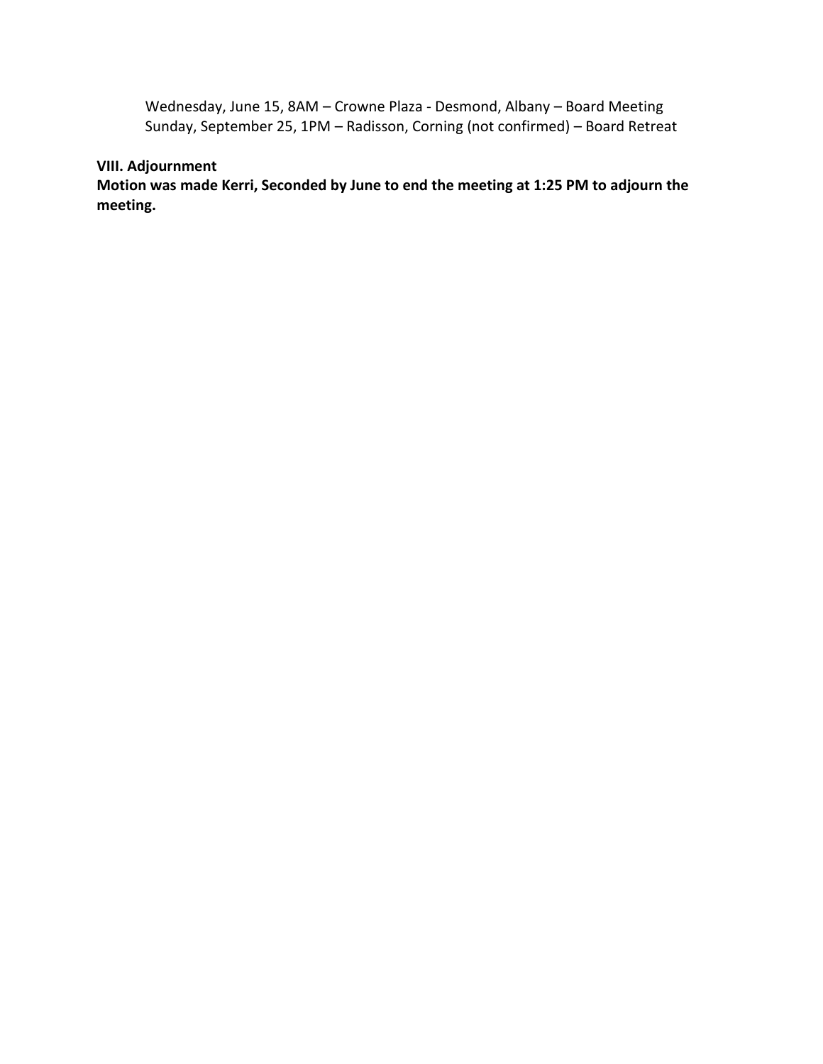Wednesday, June 15, 8AM – Crowne Plaza - Desmond, Albany – Board Meeting
Sunday, September 25, 1PM – Radisson, Corning (not confirmed) – Board Retreat

**VIII. Adjournment**

**Motion was made Kerri, Seconded by June to end the meeting at 1:25 PM to adjourn the meeting.**